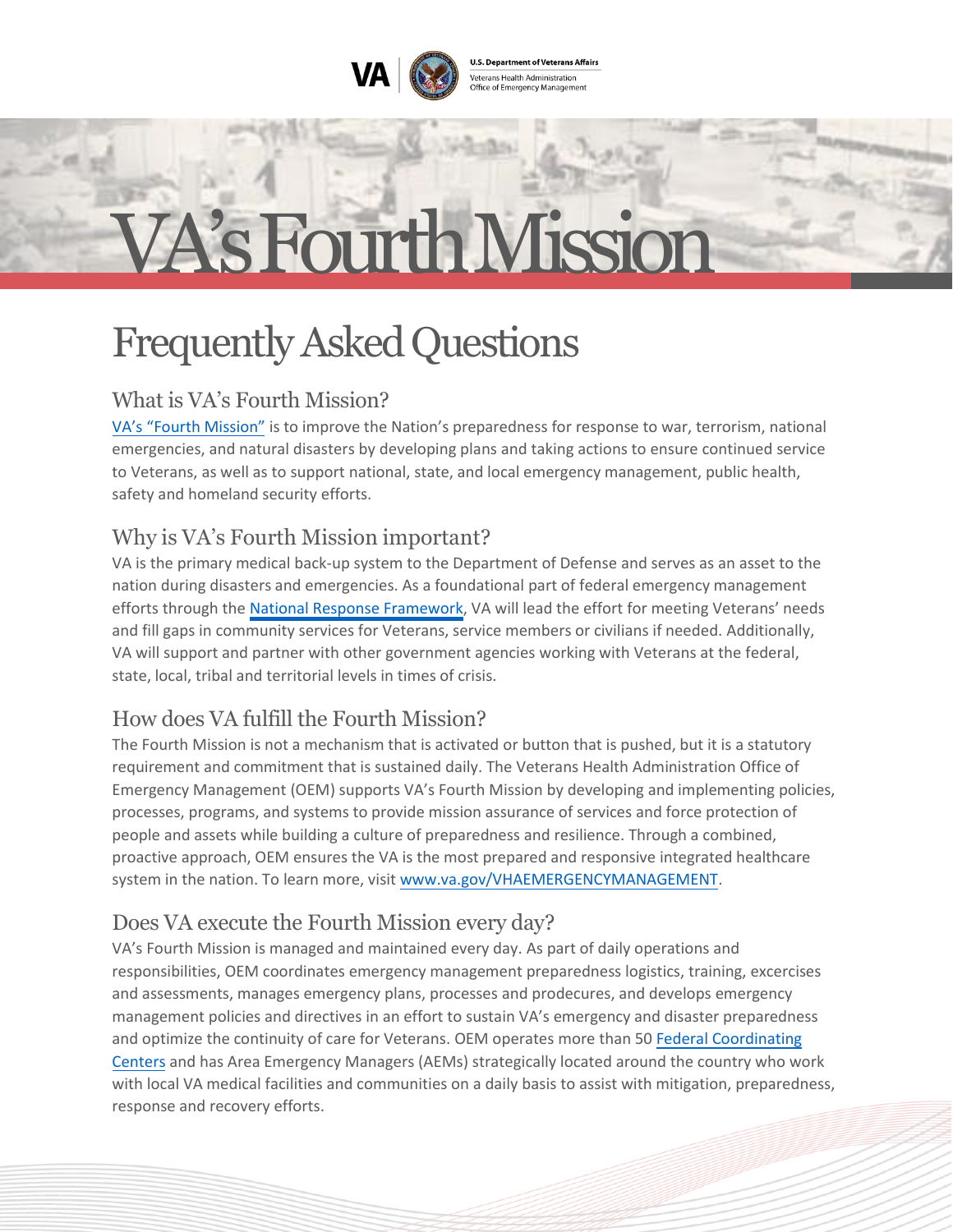# VA's Fourth Mission

## Frequently Asked Questions

### What is VA's Fourth Mission?

VA's "Fourth Mission" is to improve the Nation's preparedness for response to war, terrorism, national emergencies, and natural disasters by developing plans and taking actions to ensure continued service to Veterans, as well as to support national, state, and local emergency management, public health, safety and homeland security efforts.

### Why is VA's Fourth Mission important?

VA is the primary medical back-up system to the Department of Defense and serves as an asset to the nation during disasters and emergencies. As a foundational part of federal emergency management efforts through the National Response Framework, VA will lead the effort for meeting Veterans' needs and fill gaps in community services for Veterans, service members or civilians if needed. Additionally, VA will support and partner with other government agencies working with Veterans at the federal, state, local, tribal and territorial levels in times of crisis.

### How does VA fulfill the Fourth Mission?

The Fourth Mission is not a mechanism that is activated or button that is pushed, but it is a statutory requirement and commitment that is sustained daily. The Veterans Health Administration Office of Emergency Management (OEM) supports VA's Fourth Mission by developing and implementing policies, processes, programs, and systems to provide mission assurance of services and force protection of people and assets while building a culture of preparedness and resilience. Through a combined, proactive approach, OEM ensures the VA is the most prepared and responsive integrated healthcare system in the nation. To learn more, visit www.va.gov/VHAEMERGENCYMANAGEMENT.

### Does VA execute the Fourth Mission every day?

VA's Fourth Mission is managed and maintained every day. As part of daily operations and responsibilities, OEM coordinates emergency management preparedness logistics, training, excercises and assessments, manages emergency plans, processes and prodecures, and develops emergency management policies and directives in an effort to sustain VA's emergency and disaster preparedness and optimize the continuity of care for Veterans. OEM operates more than 50 Federal Coordinating Centers and has Area Emergency Managers (AEMs) strategically located around the country who work with local VA medical facilities and communities on a daily basis to assist with mitigation, preparedness, response and recovery efforts.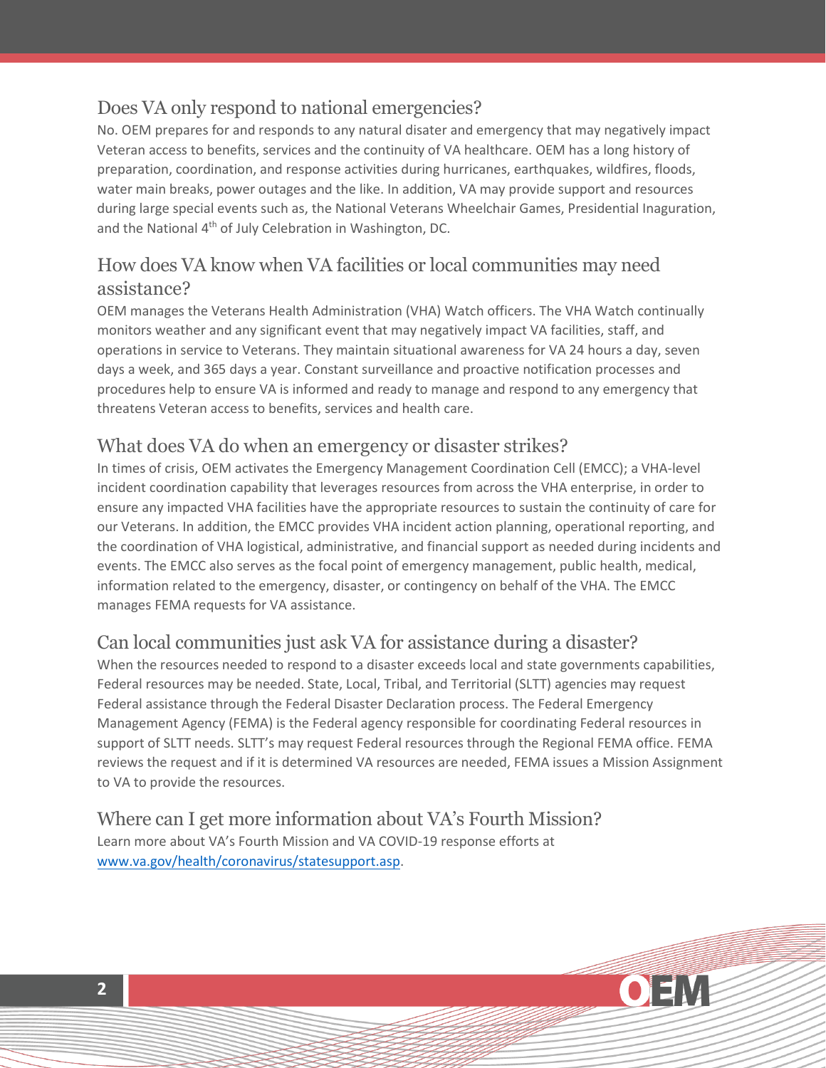## Does VA only respond to national emergencies?

No. OEM prepares for and responds to any natural disater and emergency that may negatively impact Veteran access to benefits, services and the continuity of VA healthcare. OEM has a long history of preparation, coordination, and response activities during hurricanes, earthquakes, wildfires, floods, water main breaks, power outages and the like. In addition, VA may provide support and resources during large special events such as, the National Veterans Wheelchair Games, Presidential Inaguration, and the National 4th of July Celebration in Washington, DC.

## How does VA know when VA facilities or local communities may need assistance?

OEM manages the Veterans Health Administration (VHA) Watch officers. The VHA Watch continually monitors weather and any significant event that may negatively impact VA facilities, staff, and operations in service to Veterans. They maintain situational awareness for VA 24 hours a day, seven days a week, and 365 days a year. Constant surveillance and proactive notification processes and procedures help to ensure VA is informed and ready to manage and respond to any emergency that threatens Veteran access to benefits, services and health care.

## What does VA do when an emergency or disaster strikes?

In times of crisis, OEM activates the Emergency Management Coordination Cell (EMCC); a VHA-level incident coordination capability that leverages resources from across the VHA enterprise, in order to ensure any impacted VHA facilities have the appropriate resources to sustain the continuity of care for our Veterans. In addition, the EMCC provides VHA incident action planning, operational reporting, and the coordination of VHA logistical, administrative, and financial support as needed during incidents and events. The EMCC also serves as the focal point of emergency management, public health, medical, information related to the emergency, disaster, or contingency on behalf of the VHA. The EMCC manages FEMA requests for VA assistance.

## Can local communities just ask VA for assistance during a disaster?

When the resources needed to respond to a disaster exceeds local and state governments capabilities, Federal resources may be needed. State, Local, Tribal, and Territorial (SLTT) agencies may request Federal assistance through the Federal Disaster Declaration process. The Federal Emergency Management Agency (FEMA) is the Federal agency responsible for coordinating Federal resources in support of SLTT needs. SLTT's may request Federal resources through the Regional FEMA office. FEMA reviews the request and if it is determined VA resources are needed, FEMA issues a Mission Assignment to VA to provide the resources.

## Where can I get more information about VA's Fourth Mission?

Learn more about VA's Fourth Mission and VA COVID-19 response efforts at [www.va.gov/health/coronavirus/statesupport.asp](http://www.va.gov/health/coronavirus/statesupport.asp).